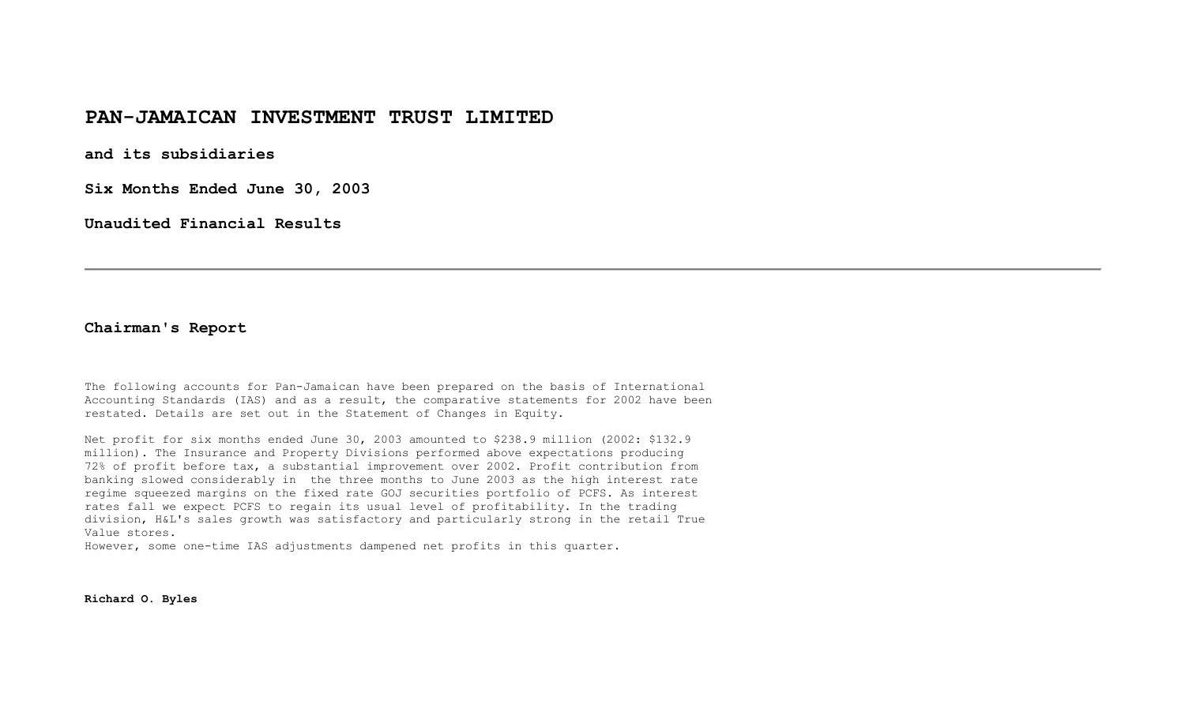# PAN-JAMAICAN INVESTMENT TRUST LIMITED

**and its subsidiaries**

**Six Months Ended June 30, 2003**

**Unaudited Financial Results**

---

## Chairman's Report

The following accounts for Pan-Jamaican have been prepared on the basis of International Accounting Standards (IAS) and as a result, the comparative statements for 2002 have been restated. Details are set out in the Statement of Changes in Equity.

Net profit for six months ended June 30, 2003 amounted to $238.9 million (2002: $132.9 million). The Insurance and Property Divisions performed above expectations producing 72% of profit before tax, a substantial improvement over 2002. Profit contribution from banking slowed considerably in the three months to June 2003 as the high interest rate regime squeezed margins on the fixed rate GOJ securities portfolio of PCFS. As interest rates fall we expect PCFS to regain its usual level of profitability. In the trading division, H&L's sales growth was satisfactory and particularly strong in the retail True Value stores.
However, some one-time IAS adjustments dampened net profits in this quarter.

**Richard O. Byles**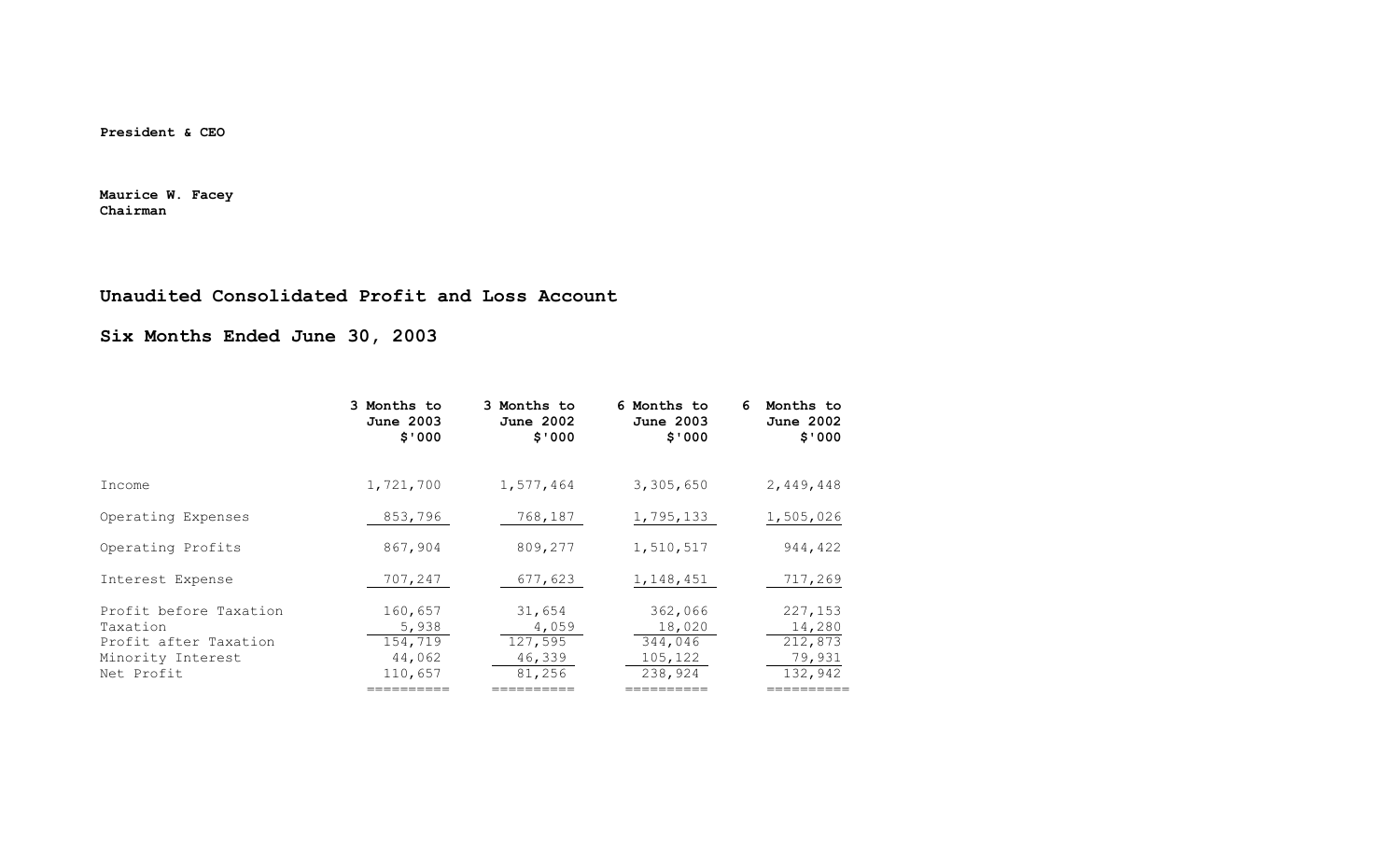**President & CEO**

**Maurice W. Facey**
**Chairman**

## Unaudited Consolidated Profit and Loss Account

## Six Months Ended June 30, 2003

| | 3 Months to June 2003 $'000 | 3 Months to June 2002 $'000 | 6 Months to June 2003 $'000 | 6 Months to June 2002 $'000 |
|---|---|---|---|---|
| Income | 1,721,700 | 1,577,464 | 3,305,650 | 2,449,448 |
| Operating Expenses | 853,796 | 768,187 | 1,795,133 | 1,505,026 |
| Operating Profits | 867,904 | 809,277 | 1,510,517 | 944,422 |
| Interest Expense | 707,247 | 677,623 | 1,148,451 | 717,269 |
| Profit before Taxation | 160,657 | 31,654 | 362,066 | 227,153 |
| Taxation | 5,938 | 4,059 | 18,020 | 14,280 |
| Profit after Taxation | 154,719 | 127,595 | 344,046 | 212,873 |
| Minority Interest | 44,062 | 46,339 | 105,122 | 79,931 |
| Net Profit | 110,657 | 81,256 | 238,924 | 132,942 |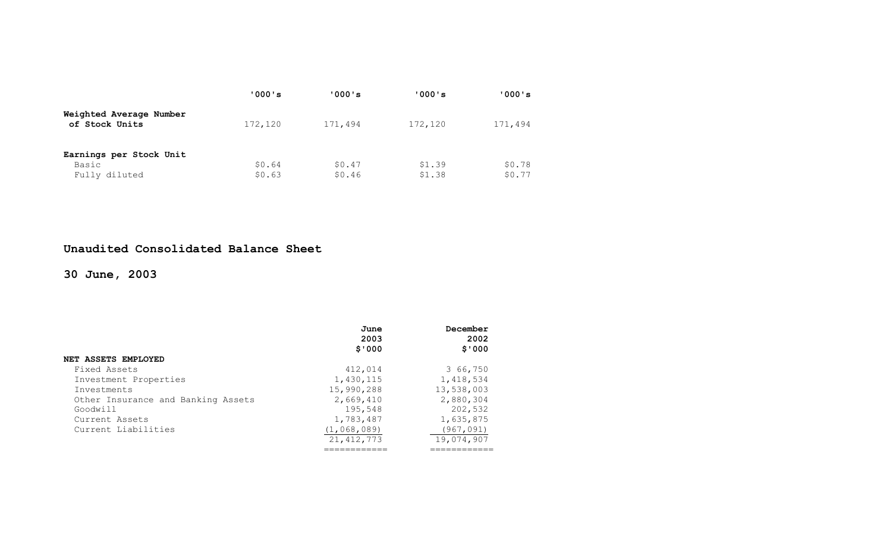|  | '000's | '000's | '000's | '000's |
|---|---|---|---|---|
| **Weighted Average Number of Stock Units** | 172,120 | 171,494 | 172,120 | 171,494 |
| **Earnings per Stock Unit** |  |  |  |  |
| Basic | $0.64 | $0.47 | $1.39 | $0.78 |
| Fully diluted | $0.63 | $0.46 | $1.38 | $0.77 |

## Unaudited Consolidated Balance Sheet

## 30 June, 2003

|  | June 2003 $'000 | December 2002 $'000 |
|---|---|---|
| **NET ASSETS EMPLOYED** |  |  |
| Fixed Assets | 412,014 | 3 66,750 |
| Investment Properties | 1,430,115 | 1,418,534 |
| Investments | 15,990,288 | 13,538,003 |
| Other Insurance and Banking Assets | 2,669,410 | 2,880,304 |
| Goodwill | 195,548 | 202,532 |
| Current Assets | 1,783,487 | 1,635,875 |
| Current Liabilities | (1,068,089) | (967,091) |
|  | 21,412,773 | 19,074,907 |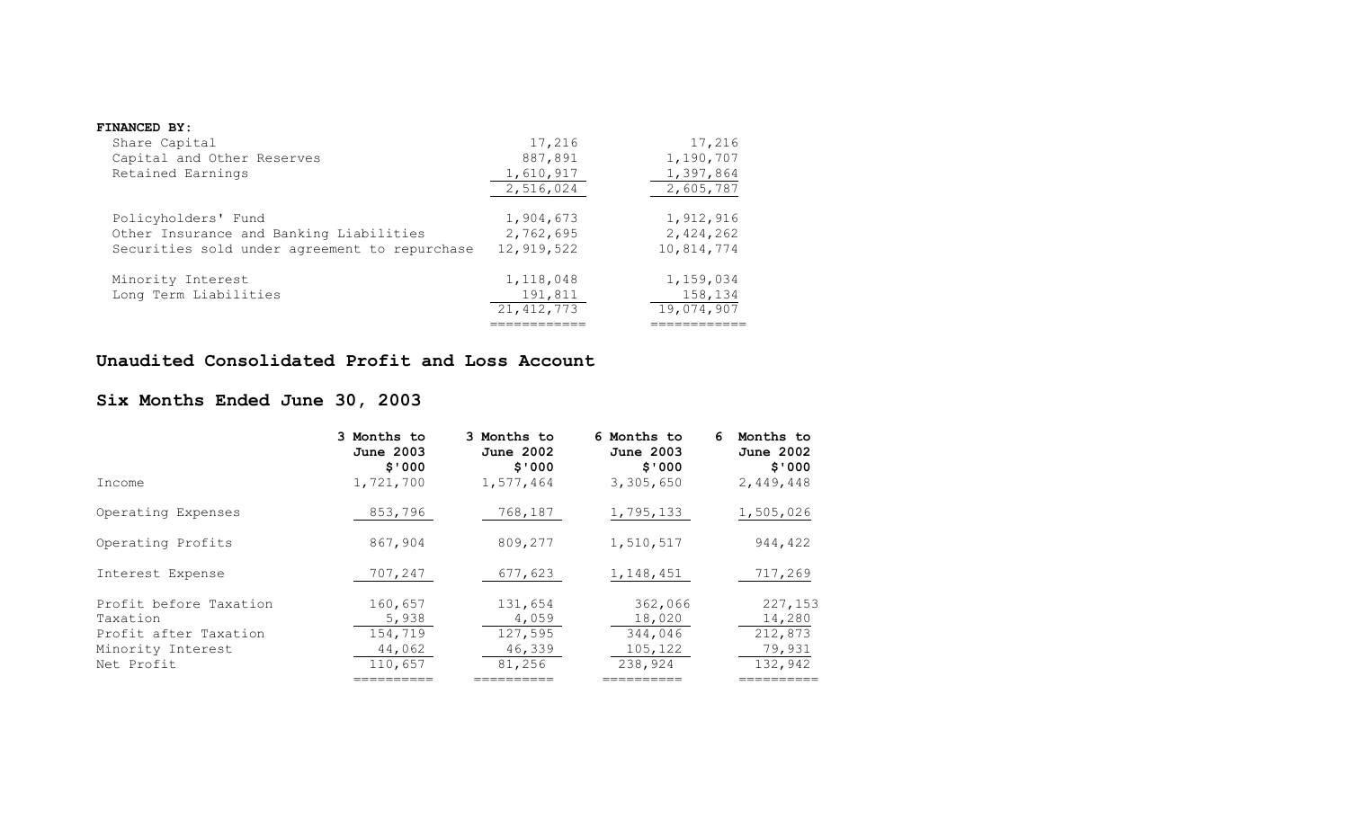**FINANCED BY:**

| | | |
|---|---|---|
| Share Capital | 17,216 | 17,216 |
| Capital and Other Reserves | 887,891 | 1,190,707 |
| Retained Earnings | 1,610,917 | 1,397,864 |
| | 2,516,024 | 2,605,787 |
| Policyholders' Fund | 1,904,673 | 1,912,916 |
| Other Insurance and Banking Liabilities | 2,762,695 | 2,424,262 |
| Securities sold under agreement to repurchase | 12,919,522 | 10,814,774 |
| Minority Interest | 1,118,048 | 1,159,034 |
| Long Term Liabilities | 191,811 | 158,134 |
| | 21,412,773 | 19,074,907 |

## Unaudited Consolidated Profit and Loss Account

## Six Months Ended June 30, 2003

| | 3 Months to June 2003 $'000 | 3 Months to June 2002 $'000 | 6 Months to June 2003 $'000 | 6 Months to June 2002 $'000 |
|---|---|---|---|---|
| Income | 1,721,700 | 1,577,464 | 3,305,650 | 2,449,448 |
| Operating Expenses | 853,796 | 768,187 | 1,795,133 | 1,505,026 |
| Operating Profits | 867,904 | 809,277 | 1,510,517 | 944,422 |
| Interest Expense | 707,247 | 677,623 | 1,148,451 | 717,269 |
| Profit before Taxation | 160,657 | 131,654 | 362,066 | 227,153 |
| Taxation | 5,938 | 4,059 | 18,020 | 14,280 |
| Profit after Taxation | 154,719 | 127,595 | 344,046 | 212,873 |
| Minority Interest | 44,062 | 46,339 | 105,122 | 79,931 |
| Net Profit | 110,657 | 81,256 | 238,924 | 132,942 |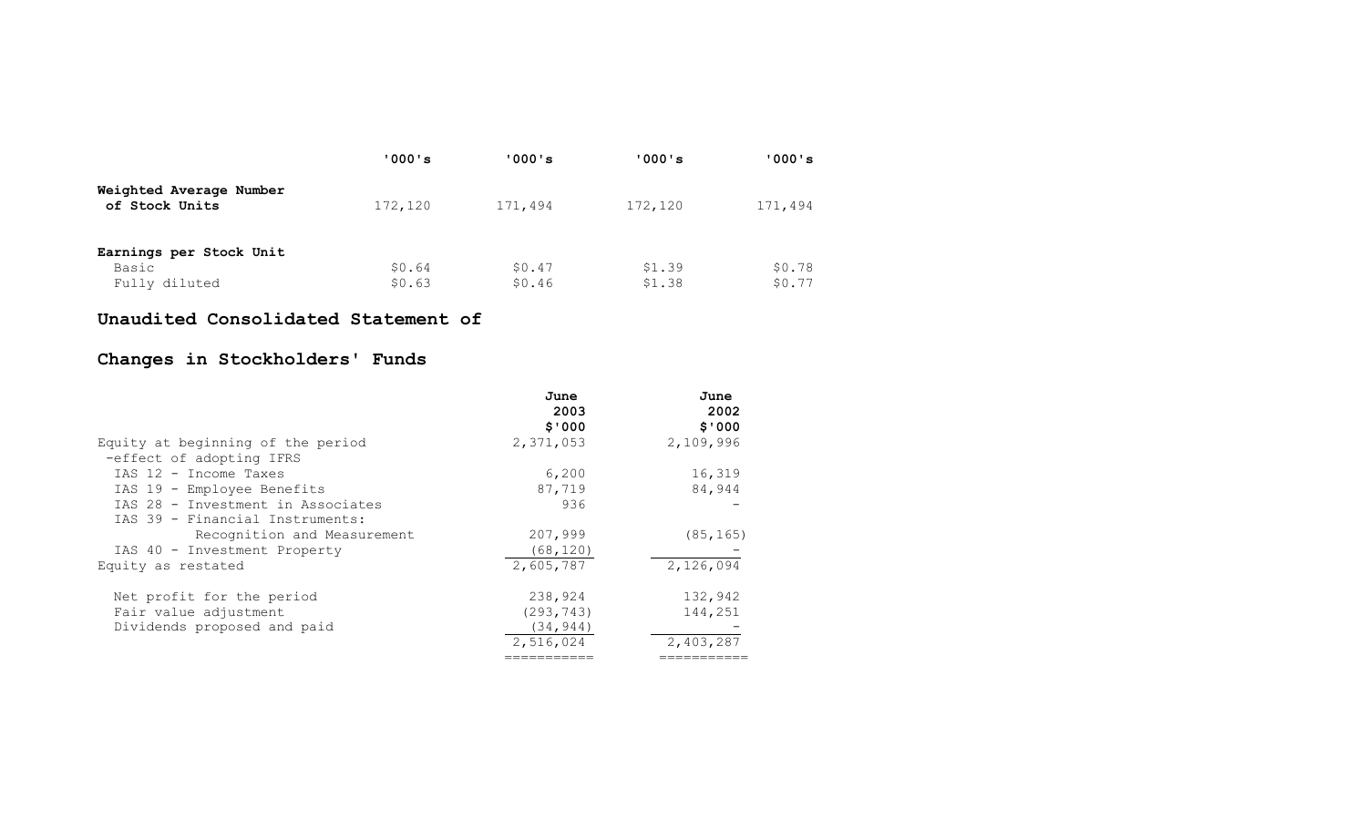| | '000's | '000's | '000's | '000's |
|---|---|---|---|---|
| **Weighted Average Number of Stock Units** | 172,120 | 171,494 | 172,120 | 171,494 |
| **Earnings per Stock Unit** | | | | |
| Basic | $0.64 | $0.47 | $1.39 | $0.78 |
| Fully diluted | $0.63 | $0.46 | $1.38 | $0.77 |

## Unaudited Consolidated Statement of

## Changes in Stockholders' Funds

| | June 2003 $'000 | June 2002 $'000 |
|---|---|---|
| Equity at beginning of the period | 2,371,053 | 2,109,996 |
| -effect of adopting IFRS | | |
| IAS 12 - Income Taxes | 6,200 | 16,319 |
| IAS 19 - Employee Benefits | 87,719 | 84,944 |
| IAS 28 - Investment in Associates | 936 | - |
| IAS 39 - Financial Instruments: | | |
| Recognition and Measurement | 207,999 | (85,165) |
| IAS 40 - Investment Property | (68,120) | - |
| Equity as restated | 2,605,787 | 2,126,094 |
| Net profit for the period | 238,924 | 132,942 |
| Fair value adjustment | (293,743) | 144,251 |
| Dividends proposed and paid | (34,944) | - |
| | 2,516,024 | 2,403,287 |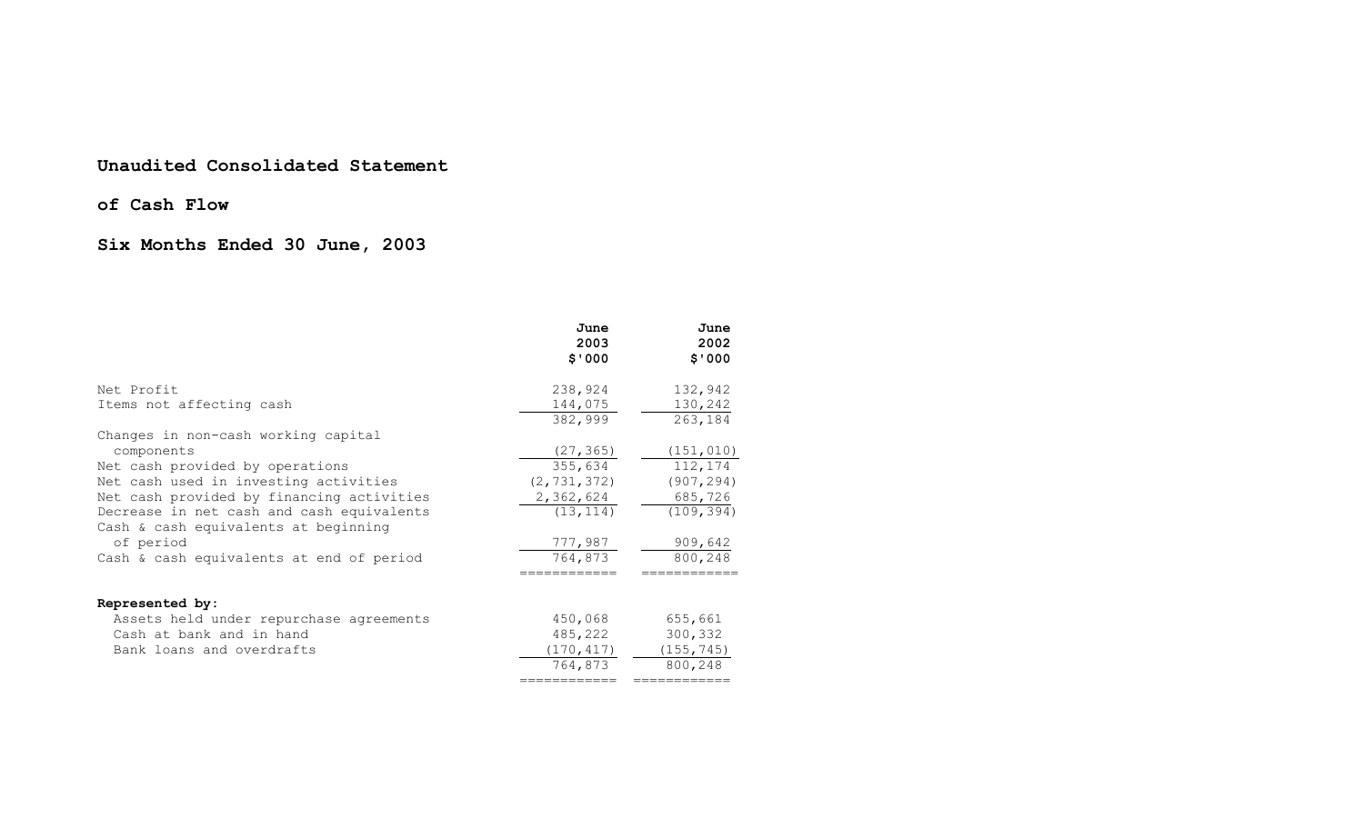**Unaudited Consolidated Statement**

**of Cash Flow**

**Six Months Ended 30 June, 2003**

| | June 2003 $'000 | June 2002 $'000 |
|---|---|---|
| Net Profit | 238,924 | 132,942 |
| Items not affecting cash | 144,075 | 130,242 |
| | 382,999 | 263,184 |
| Changes in non-cash working capital components | (27,365) | (151,010) |
| Net cash provided by operations | 355,634 | 112,174 |
| Net cash used in investing activities | (2,731,372) | (907,294) |
| Net cash provided by financing activities | 2,362,624 | 685,726 |
| Decrease in net cash and cash equivalents | (13,114) | (109,394) |
| Cash & cash equivalents at beginning of period | 777,987 | 909,642 |
| Cash & cash equivalents at end of period | 764,873 | 800,248 |
| **Represented by:** | | |
| Assets held under repurchase agreements | 450,068 | 655,661 |
| Cash at bank and in hand | 485,222 | 300,332 |
| Bank loans and overdrafts | (170,417) | (155,745) |
| | 764,873 | 800,248 |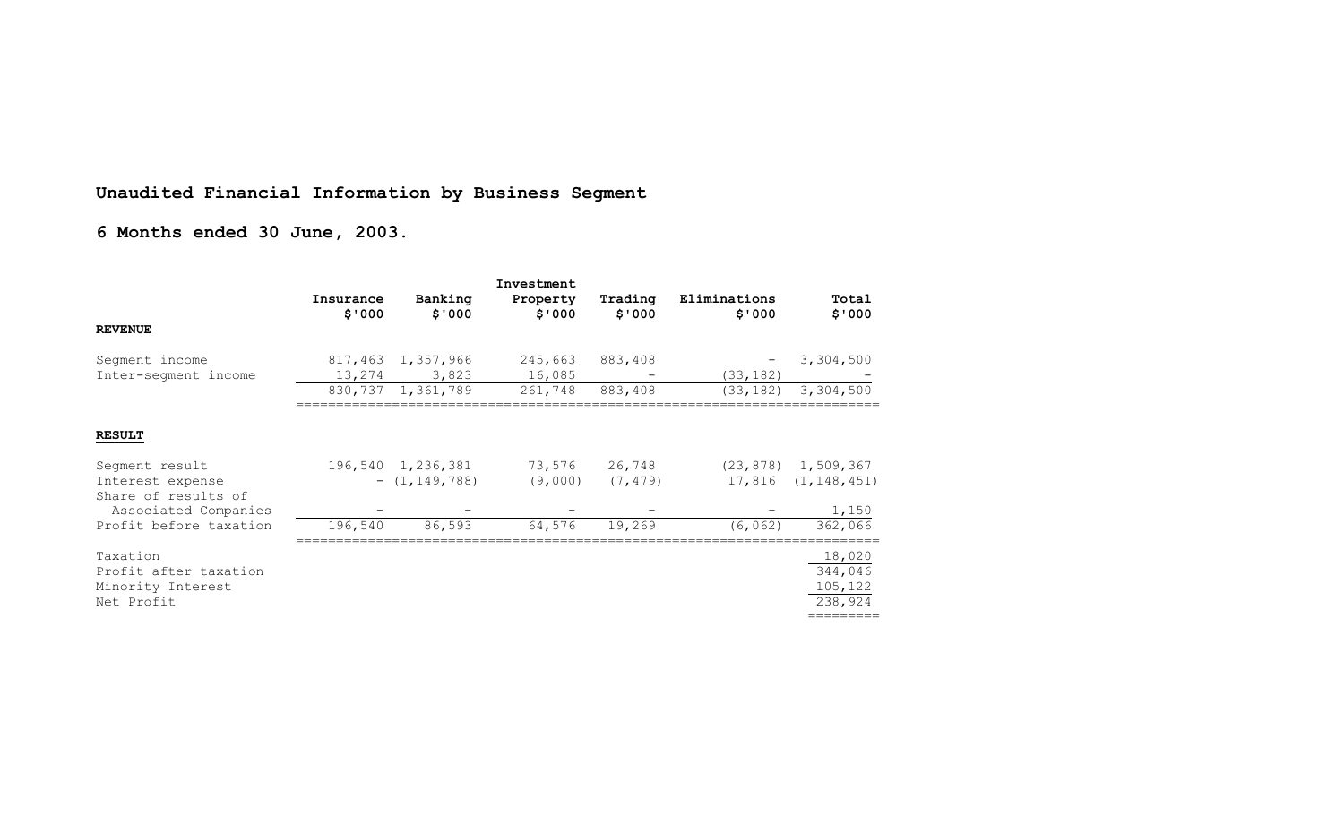**Unaudited Financial Information by Business Segment**

**6 Months ended 30 June, 2003.**

| | Insurance $'000 | Banking $'000 | Investment Property $'000 | Trading $'000 | Eliminations $'000 | Total $'000 |
|---|---|---|---|---|---|---|
| **REVENUE** | | | | | | |
| Segment income | 817,463 | 1,357,966 | 245,663 | 883,408 | - | 3,304,500 |
| Inter-segment income | 13,274 | 3,823 | 16,085 | - | (33,182) | - |
| | 830,737 | 1,361,789 | 261,748 | 883,408 | (33,182) | 3,304,500 |
| **RESULT** | | | | | | |
| Segment result | 196,540 | 1,236,381 | 73,576 | 26,748 | (23,878) | 1,509,367 |
| Interest expense | - | (1,149,788) | (9,000) | (7,479) | 17,816 | (1,148,451) |
| Share of results of Associated Companies | - | - | - | - | - | 1,150 |
| Profit before taxation | 196,540 | 86,593 | 64,576 | 19,269 | (6,062) | 362,066 |
| Taxation | | | | | | 18,020 |
| Profit after taxation | | | | | | 344,046 |
| Minority Interest | | | | | | 105,122 |
| Net Profit | | | | | | 238,924 |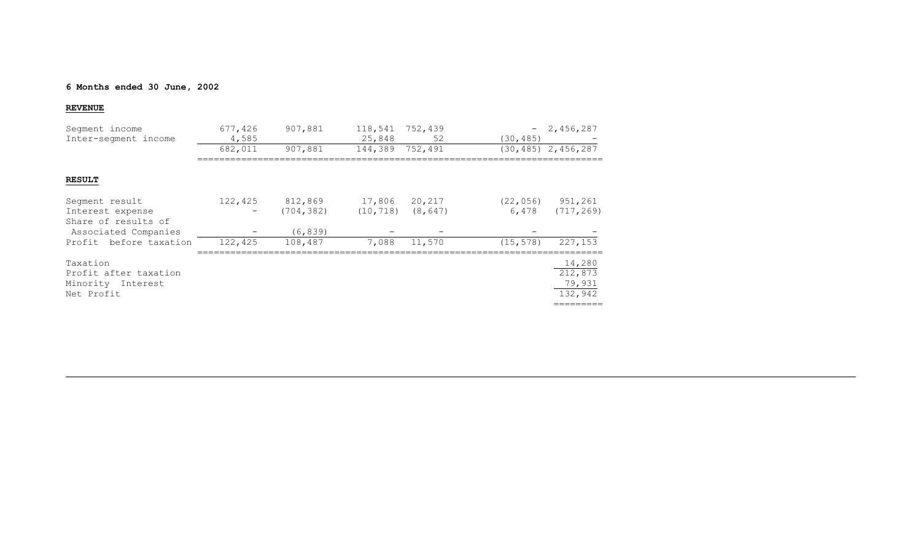**6 Months ended 30 June, 2002**

**REVENUE**

| | | | | | | |
|---|---|---|---|---|---|---|
| Segment income | 677,426 | 907,881 | 118,541 | 752,439 | - | 2,456,287 |
| Inter-segment income | 4,585 | | 25,848 | 52 | (30,485) | - |
| | 682,011 | 907,881 | 144,389 | 752,491 | (30,485) | 2,456,287 |

**RESULT**

| | | | | | | |
|---|---|---|---|---|---|---|
| Segment result | 122,425 | 812,869 | 17,806 | 20,217 | (22,056) | 951,261 |
| Interest expense | - | (704,382) | (10,718) | (8,647) | 6,478 | (717,269) |
| Share of results of Associated Companies | - | (6,839) | - | - | - | - |
| Profit before taxation | 122,425 | 108,487 | 7,088 | 11,570 | (15,578) | 227,153 |
| Taxation | | | | | | 14,280 |
| Profit after taxation | | | | | | 212,873 |
| Minority Interest | | | | | | 79,931 |
| Net Profit | | | | | | 132,942 |